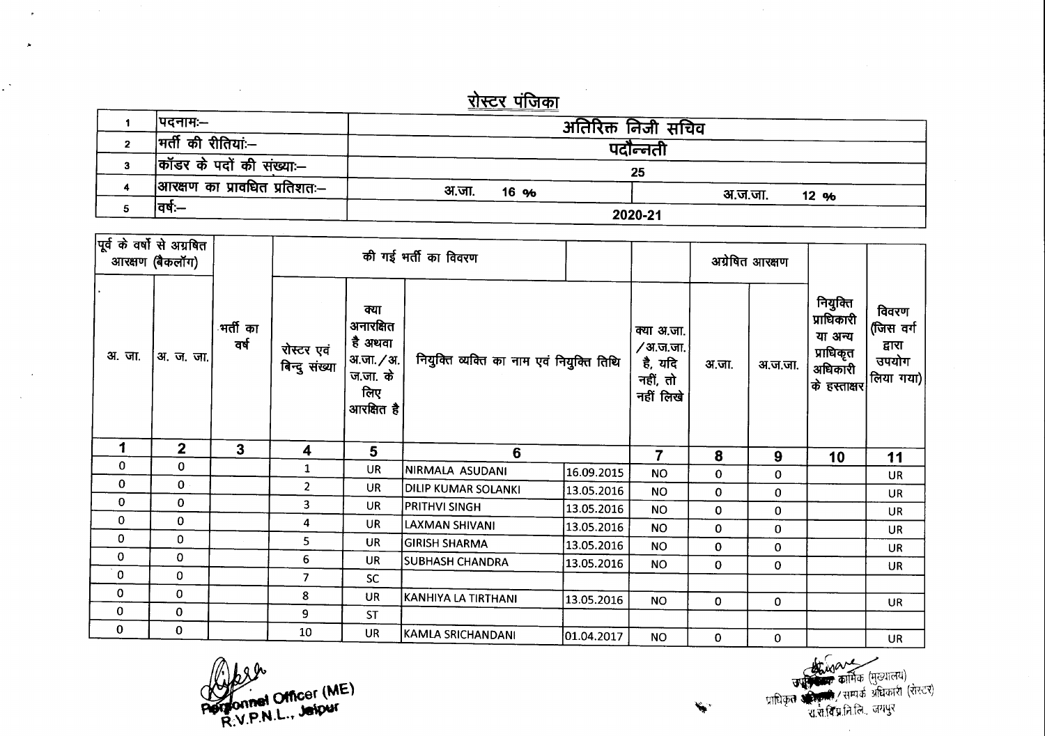## रोस्टर पंजिका

| | | | |
|---|---|---|---|
| 1 | पदनामः– | अतिरिक्त निजी सचिव | |
| 2 | भर्ती की रीतियांः– | पदौन्नती | |
| 3 | कॉडर के पदों की संख्याः– | 25 | |
| 4 | आरक्षण का प्रावधित प्रतिशतः– | अ.जा. 16 % | अ.ज.जा. 12 % |
| 5 | वर्षः– | 2020-21 | |

| पूर्व के वर्षो से अग्रषित आरक्षण (बैकलॉग) | | | की गई भर्ती का विवरण | | | | | अग्रेषित आरक्षण | | | |
|---|---|---|---|---|---|---|---|---|---|---|---|
| अ. जा. | अ. ज. जा. | भर्ती का वर्ष | रोस्टर एवं बिन्दु संख्या | क्या अनारक्षित है अथवा अ.जा./अ.ज.जा. के लिए आरक्षित है | नियुक्ति व्यक्ति का नाम एवं नियुक्ति तिथि | | क्या अ.जा./अ.ज.जा. है, यदि नहीं, तो नहीं लिखे | अ.जा. | अ.ज.जा. | नियुक्ति प्राधिकारी या अन्य प्राधिकृत अधिकारी के हस्ताक्षर | विवरण (जिस वर्ग द्वारा उपयोग लिया गया) |
| 1 | 2 | 3 | 4 | 5 | 6 | | 7 | 8 | 9 | 10 | 11 |
| 0 | 0 | | 1 | UR | NIRMALA ASUDANI | 16.09.2015 | NO | 0 | 0 | | UR |
| 0 | 0 | | 2 | UR | DILIP KUMAR SOLANKI | 13.05.2016 | NO | 0 | 0 | | UR |
| 0 | 0 | | 3 | UR | PRITHVI SINGH | 13.05.2016 | NO | 0 | 0 | | UR |
| 0 | 0 | | 4 | UR | LAXMAN SHIVANI | 13.05.2016 | NO | 0 | 0 | | UR |
| 0 | 0 | | 5 | UR | GIRISH SHARMA | 13.05.2016 | NO | 0 | 0 | | UR |
| 0 | 0 | | 6 | UR | SUBHASH CHANDRA | 13.05.2016 | NO | 0 | 0 | | UR |
| 0 | 0 | | 7 | SC | | | | | | | |
| 0 | 0 | | 8 | UR | KANHIYA LA TIRTHANI | 13.05.2016 | NO | 0 | 0 | | UR |
| 0 | 0 | | 9 | ST | | | | | | | |
| 0 | 0 | | 10 | UR | KAMLA SRICHANDANI | 01.04.2017 | NO | 0 | 0 | | UR |

Personnel Officer (ME)
R.V.P.N.L., Jaipur

कार्मिक (मुख्यालय)
प्राधिकृत अधिकारी/सम्पर्क अधिकारी (रोस्टर)
रा.रा.वि.प्र.नि.लि., जयपुर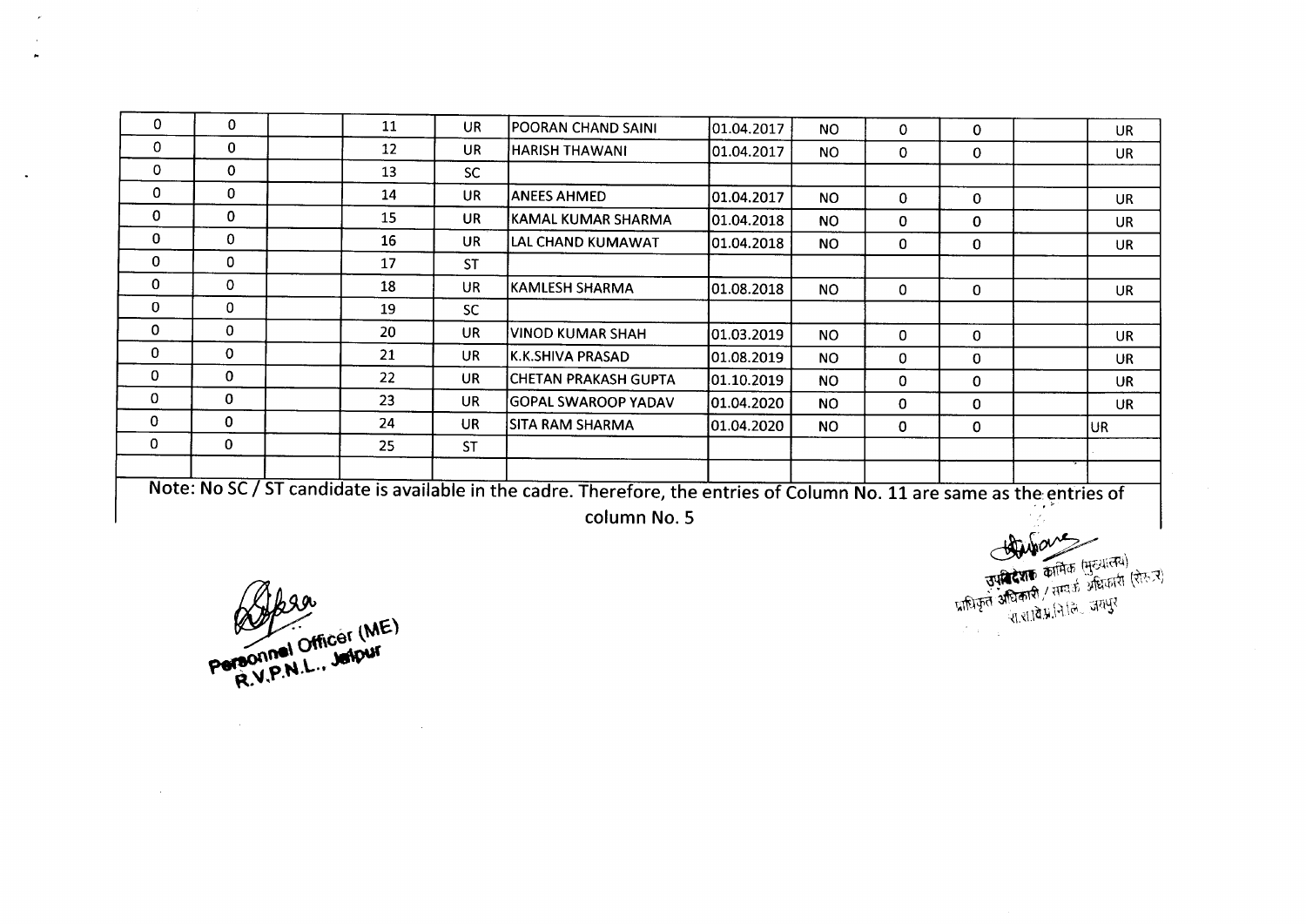| | | | | | | | | | | | |
|---|---|---|---|---|---|---|---|---|---|---|---|
| 0 | 0 | | 11 | UR | POORAN CHAND SAINI | 01.04.2017 | NO | 0 | 0 | | UR |
| 0 | 0 | | 12 | UR | HARISH THAWANI | 01.04.2017 | NO | 0 | 0 | | UR |
| 0 | 0 | | 13 | SC | | | | | | | |
| 0 | 0 | | 14 | UR | ANEES AHMED | 01.04.2017 | NO | 0 | 0 | | UR |
| 0 | 0 | | 15 | UR | KAMAL KUMAR SHARMA | 01.04.2018 | NO | 0 | 0 | | UR |
| 0 | 0 | | 16 | UR | LAL CHAND KUMAWAT | 01.04.2018 | NO | 0 | 0 | | UR |
| 0 | 0 | | 17 | ST | | | | | | | |
| 0 | 0 | | 18 | UR | KAMLESH SHARMA | 01.08.2018 | NO | 0 | 0 | | UR |
| 0 | 0 | | 19 | SC | | | | | | | |
| 0 | 0 | | 20 | UR | VINOD KUMAR SHAH | 01.03.2019 | NO | 0 | 0 | | UR |
| 0 | 0 | | 21 | UR | K.K.SHIVA PRASAD | 01.08.2019 | NO | 0 | 0 | | UR |
| 0 | 0 | | 22 | UR | CHETAN PRAKASH GUPTA | 01.10.2019 | NO | 0 | 0 | | UR |
| 0 | 0 | | 23 | UR | GOPAL SWAROOP YADAV | 01.04.2020 | NO | 0 | 0 | | UR |
| 0 | 0 | | 24 | UR | SITA RAM SHARMA | 01.04.2020 | NO | 0 | 0 | | UR |
| 0 | 0 | | 25 | ST | | | | | | | |
| | | | | | | | | | | | |

Note: No SC / ST candidate is available in the cadre. Therefore, the entries of Column No. 11 are same as the entries of column No. 5

Personnel Officer (ME)
R.V.P.N.L., Jaipur

उपनिदेशक कार्मिक (मुख्यालय)
प्राधिकृत अधिकारी / सम्पर्क अधिकारी (से.फ.र.)
रा.रा.वि.प्र.नि.लि., जयपुर